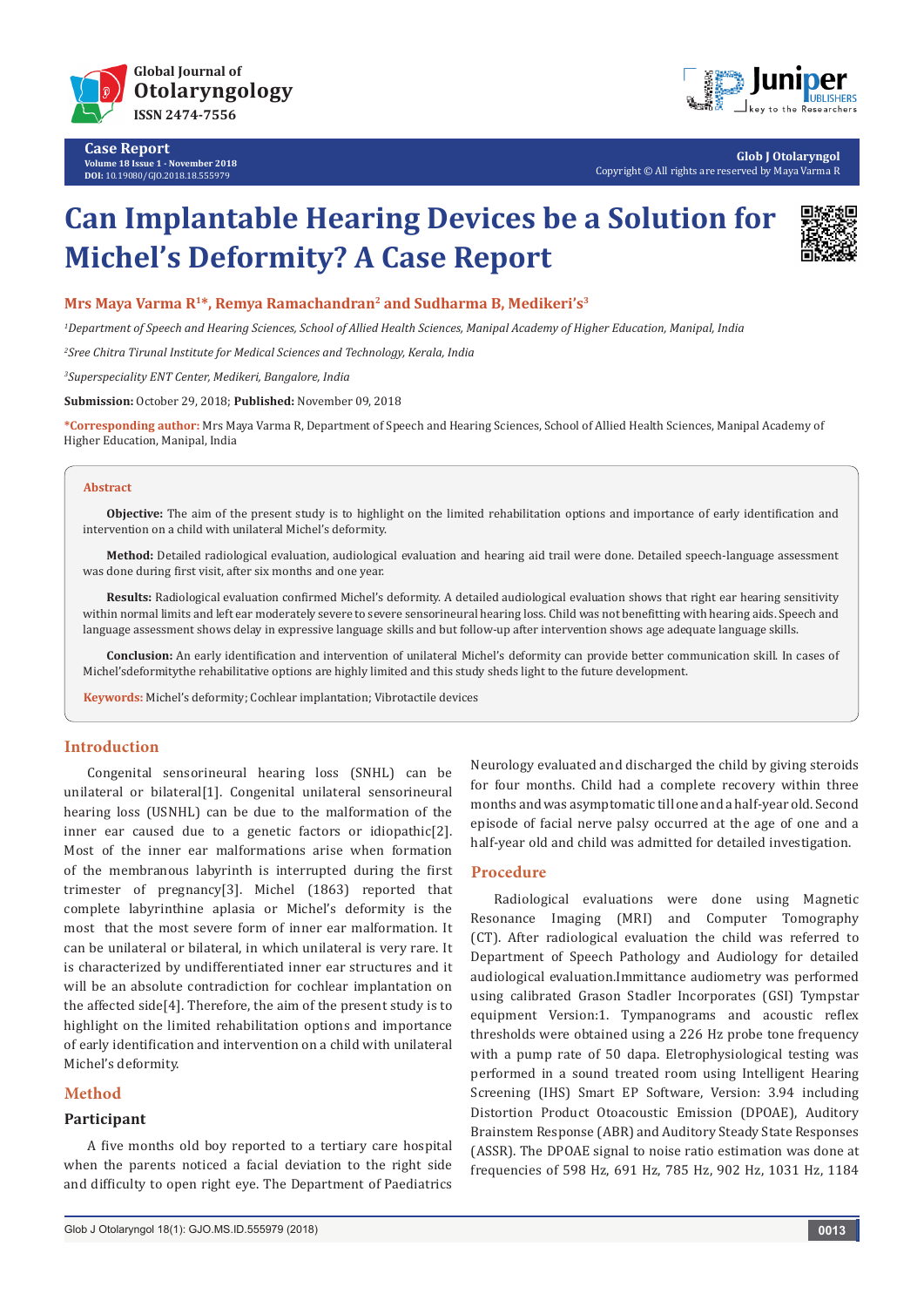Case Report

# Can Implantable Hearing Devices be a Solution for Michel's Deformity? A Case Report

**Mrs Maya Varma R[1]*, Remya Ramachandran[2] and Sudharma B, Medikeri's[3]**

[1]*Department of Speech and Hearing Sciences, School of Allied Health Sciences, Manipal Academy of Higher Education, Manipal, India*

[2]*Sree Chitra Tirunal Institute for Medical Sciences and Technology, Kerala, India*

[3]*Superspeciality ENT Center, Medikeri, Bangalore, India*

**Submission:** October 29, 2018; **Published:** November 09, 2018

***Corresponding author:** Mrs Maya Varma R, Department of Speech and Hearing Sciences, School of Allied Health Sciences, Manipal Academy of Higher Education, Manipal, India

## Abstract

**Objective:** The aim of the present study is to highlight on the limited rehabilitation options and importance of early identification and intervention on a child with unilateral Michel's deformity.

**Method:** Detailed radiological evaluation, audiological evaluation and hearing aid trail were done. Detailed speech-language assessment was done during first visit, after six months and one year.

**Results:** Radiological evaluation confirmed Michel's deformity. A detailed audiological evaluation shows that right ear hearing sensitivity within normal limits and left ear moderately severe to severe sensorineural hearing loss. Child was not benefitting with hearing aids. Speech and language assessment shows delay in expressive language skills and but follow-up after intervention shows age adequate language skills.

**Conclusion:** An early identification and intervention of unilateral Michel's deformity can provide better communication skill. In cases of Michel'sdeformitythe rehabilitative options are highly limited and this study sheds light to the future development.

**Keywords:** Michel's deformity; Cochlear implantation; Vibrotactile devices

## Introduction

Congenital sensorineural hearing loss (SNHL) can be unilateral or bilateral[1]. Congenital unilateral sensorineural hearing loss (USNHL) can be due to the malformation of the inner ear caused due to a genetic factors or idiopathic[2]. Most of the inner ear malformations arise when formation of the membranous labyrinth is interrupted during the first trimester of pregnancy[3]. Michel (1863) reported that complete labyrinthine aplasia or Michel's deformity is the most that the most severe form of inner ear malformation. It can be unilateral or bilateral, in which unilateral is very rare. It is characterized by undifferentiated inner ear structures and it will be an absolute contradiction for cochlear implantation on the affected side[4]. Therefore, the aim of the present study is to highlight on the limited rehabilitation options and importance of early identification and intervention on a child with unilateral Michel's deformity.

## Method

### Participant

A five months old boy reported to a tertiary care hospital when the parents noticed a facial deviation to the right side and difficulty to open right eye. The Department of Paediatrics Neurology evaluated and discharged the child by giving steroids for four months. Child had a complete recovery within three months and was asymptomatic till one and a half-year old. Second episode of facial nerve palsy occurred at the age of one and a half-year old and child was admitted for detailed investigation.

## Procedure

Radiological evaluations were done using Magnetic Resonance Imaging (MRI) and Computer Tomography (CT). After radiological evaluation the child was referred to Department of Speech Pathology and Audiology for detailed audiological evaluation.Immittance audiometry was performed using calibrated Grason Stadler Incorporates (GSI) Tympstar equipment Version:1. Tympanograms and acoustic reflex thresholds were obtained using a 226 Hz probe tone frequency with a pump rate of 50 dapa. Eletrophysiological testing was performed in a sound treated room using Intelligent Hearing Screening (IHS) Smart EP Software, Version: 3.94 including Distortion Product Otoacoustic Emission (DPOAE), Auditory Brainstem Response (ABR) and Auditory Steady State Responses (ASSR). The DPOAE signal to noise ratio estimation was done at frequencies of 598 Hz, 691 Hz, 785 Hz, 902 Hz, 1031 Hz, 1184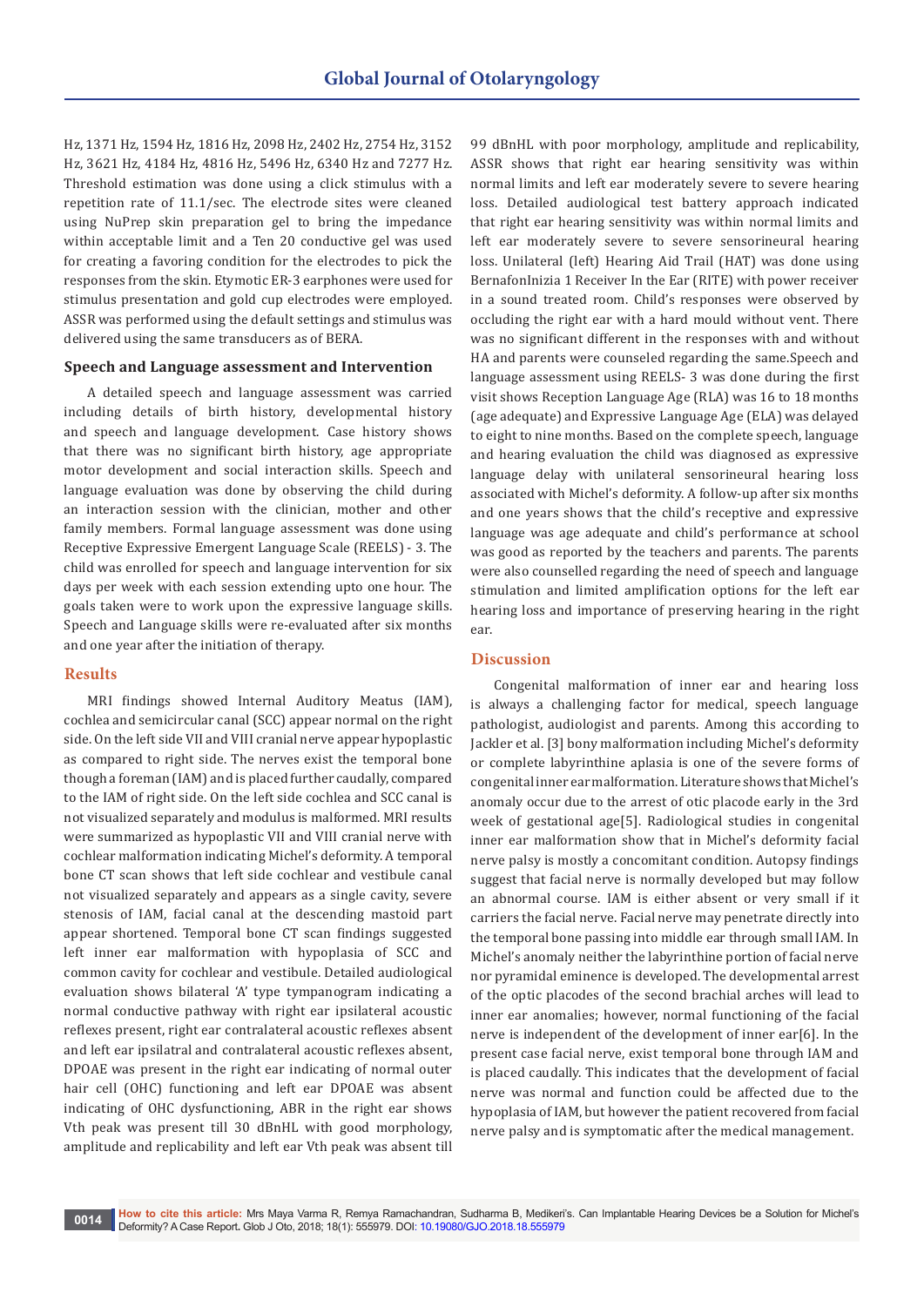Hz, 1371 Hz, 1594 Hz, 1816 Hz, 2098 Hz, 2402 Hz, 2754 Hz, 3152 Hz, 3621 Hz, 4184 Hz, 4816 Hz, 5496 Hz, 6340 Hz and 7277 Hz. Threshold estimation was done using a click stimulus with a repetition rate of 11.1/sec. The electrode sites were cleaned using NuPrep skin preparation gel to bring the impedance within acceptable limit and a Ten 20 conductive gel was used for creating a favoring condition for the electrodes to pick the responses from the skin. Etymotic ER-3 earphones were used for stimulus presentation and gold cup electrodes were employed. ASSR was performed using the default settings and stimulus was delivered using the same transducers as of BERA.

### Speech and Language assessment and Intervention

A detailed speech and language assessment was carried including details of birth history, developmental history and speech and language development. Case history shows that there was no significant birth history, age appropriate motor development and social interaction skills. Speech and language evaluation was done by observing the child during an interaction session with the clinician, mother and other family members. Formal language assessment was done using Receptive Expressive Emergent Language Scale (REELS) - 3. The child was enrolled for speech and language intervention for six days per week with each session extending upto one hour. The goals taken were to work upon the expressive language skills. Speech and Language skills were re-evaluated after six months and one year after the initiation of therapy.

## Results

MRI findings showed Internal Auditory Meatus (IAM), cochlea and semicircular canal (SCC) appear normal on the right side. On the left side VII and VIII cranial nerve appear hypoplastic as compared to right side. The nerves exist the temporal bone though a foreman (IAM) and is placed further caudally, compared to the IAM of right side. On the left side cochlea and SCC canal is not visualized separately and modulus is malformed. MRI results were summarized as hypoplastic VII and VIII cranial nerve with cochlear malformation indicating Michel's deformity. A temporal bone CT scan shows that left side cochlear and vestibule canal not visualized separately and appears as a single cavity, severe stenosis of IAM, facial canal at the descending mastoid part appear shortened. Temporal bone CT scan findings suggested left inner ear malformation with hypoplasia of SCC and common cavity for cochlear and vestibule. Detailed audiological evaluation shows bilateral 'A' type tympanogram indicating a normal conductive pathway with right ear ipsilateral acoustic reflexes present, right ear contralateral acoustic reflexes absent and left ear ipsilatral and contralateral acoustic reflexes absent, DPOAE was present in the right ear indicating of normal outer hair cell (OHC) functioning and left ear DPOAE was absent indicating of OHC dysfunctioning, ABR in the right ear shows Vth peak was present till 30 dBnHL with good morphology, amplitude and replicability and left ear Vth peak was absent till 99 dBnHL with poor morphology, amplitude and replicability, ASSR shows that right ear hearing sensitivity was within normal limits and left ear moderately severe to severe hearing loss. Detailed audiological test battery approach indicated that right ear hearing sensitivity was within normal limits and left ear moderately severe to severe sensorineural hearing loss. Unilateral (left) Hearing Aid Trail (HAT) was done using BernafonInizia 1 Receiver In the Ear (RITE) with power receiver in a sound treated room. Child's responses were observed by occluding the right ear with a hard mould without vent. There was no significant different in the responses with and without HA and parents were counseled regarding the same.Speech and language assessment using REELS- 3 was done during the first visit shows Reception Language Age (RLA) was 16 to 18 months (age adequate) and Expressive Language Age (ELA) was delayed to eight to nine months. Based on the complete speech, language and hearing evaluation the child was diagnosed as expressive language delay with unilateral sensorineural hearing loss associated with Michel's deformity. A follow-up after six months and one years shows that the child's receptive and expressive language was age adequate and child's performance at school was good as reported by the teachers and parents. The parents were also counselled regarding the need of speech and language stimulation and limited amplification options for the left ear hearing loss and importance of preserving hearing in the right ear.

## Discussion

Congenital malformation of inner ear and hearing loss is always a challenging factor for medical, speech language pathologist, audiologist and parents. Among this according to Jackler et al. [3] bony malformation including Michel's deformity or complete labyrinthine aplasia is one of the severe forms of congenital inner ear malformation. Literature shows that Michel's anomaly occur due to the arrest of otic placode early in the 3rd week of gestational age[5]. Radiological studies in congenital inner ear malformation show that in Michel's deformity facial nerve palsy is mostly a concomitant condition. Autopsy findings suggest that facial nerve is normally developed but may follow an abnormal course. IAM is either absent or very small if it carriers the facial nerve. Facial nerve may penetrate directly into the temporal bone passing into middle ear through small IAM. In Michel's anomaly neither the labyrinthine portion of facial nerve nor pyramidal eminence is developed. The developmental arrest of the optic placodes of the second brachial arches will lead to inner ear anomalies; however, normal functioning of the facial nerve is independent of the development of inner ear[6]. In the present case facial nerve, exist temporal bone through IAM and is placed caudally. This indicates that the development of facial nerve was normal and function could be affected due to the hypoplasia of IAM, but however the patient recovered from facial nerve palsy and is symptomatic after the medical management.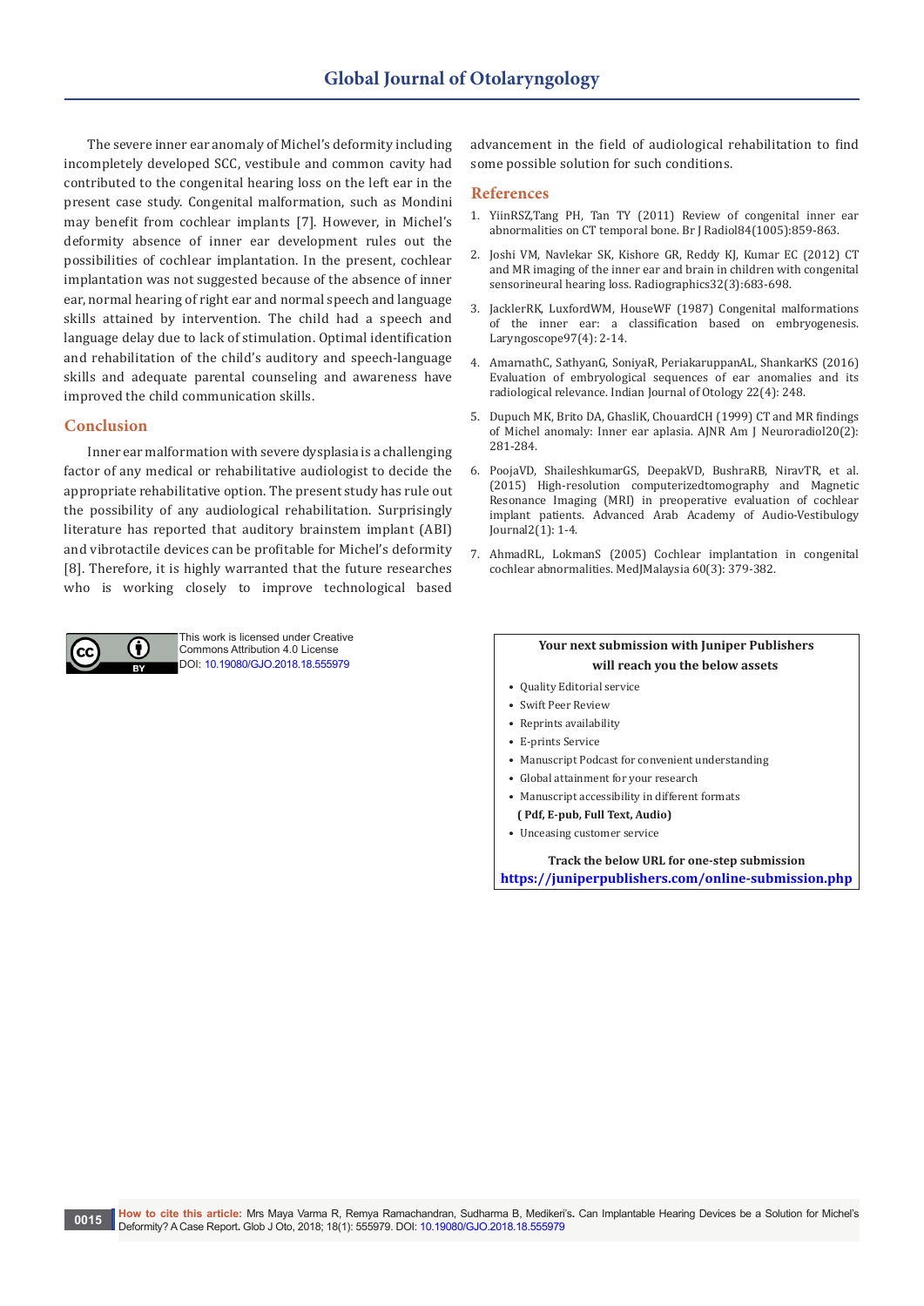The severe inner ear anomaly of Michel's deformity including incompletely developed SCC, vestibule and common cavity had contributed to the congenital hearing loss on the left ear in the present case study. Congenital malformation, such as Mondini may benefit from cochlear implants [7]. However, in Michel's deformity absence of inner ear development rules out the possibilities of cochlear implantation. In the present, cochlear implantation was not suggested because of the absence of inner ear, normal hearing of right ear and normal speech and language skills attained by intervention. The child had a speech and language delay due to lack of stimulation. Optimal identification and rehabilitation of the child's auditory and speech-language skills and adequate parental counseling and awareness have improved the child communication skills.

## Conclusion

Inner ear malformation with severe dysplasia is a challenging factor of any medical or rehabilitative audiologist to decide the appropriate rehabilitative option. The present study has rule out the possibility of any audiological rehabilitation. Surprisingly literature has reported that auditory brainstem implant (ABI) and vibrotactile devices can be profitable for Michel's deformity [8]. Therefore, it is highly warranted that the future researches who is working closely to improve technological based advancement in the field of audiological rehabilitation to find some possible solution for such conditions.

## References

1. YiinRSZ,Tang PH, Tan TY (2011) Review of congenital inner ear abnormalities on CT temporal bone. Br J Radiol84(1005):859-863.
2. Joshi VM, Navlekar SK, Kishore GR, Reddy KJ, Kumar EC (2012) CT and MR imaging of the inner ear and brain in children with congenital sensorineural hearing loss. Radiographics32(3):683-698.
3. JacklerRK, LuxfordWM, HouseWF (1987) Congenital malformations of the inner ear: a classification based on embryogenesis. Laryngoscope97(4): 2-14.
4. AmarnathC, SathyanG, SoniyaR, PeriakaruppanAL, ShankarKS (2016) Evaluation of embryological sequences of ear anomalies and its radiological relevance. Indian Journal of Otology 22(4): 248.
5. Dupuch MK, Brito DA, GhasliK, ChouardCH (1999) CT and MR findings of Michel anomaly: Inner ear aplasia. AJNR Am J Neuroradiol20(2): 281-284.
6. PoojaVD, ShaileshkumarGS, DeepakVD, BushraRB, NiravTR, et al. (2015) High-resolution computerizedtomography and Magnetic Resonance Imaging (MRI) in preoperative evaluation of cochlear implant patients. Advanced Arab Academy of Audio-Vestibulogy Journal2(1): 1-4.
7. AhmadRL, LokmanS (2005) Cochlear implantation in congenital cochlear abnormalities. MedJMalaysia 60(3): 379-382.

This work is licensed under Creative Commons Attribution 4.0 License
DOI: 10.19080/GJO.2018.18.555979

**Your next submission with Juniper Publishers will reach you the below assets**

- Quality Editorial service
- Swift Peer Review
- Reprints availability
- E-prints Service
- Manuscript Podcast for convenient understanding
- Global attainment for your research
- Manuscript accessibility in different formats
  **( Pdf, E-pub, Full Text, Audio)**
- Unceasing customer service

**Track the below URL for one-step submission**
**https://juniperpublishers.com/online-submission.php**

**How to cite this article:** Mrs Maya Varma R, Remya Ramachandran, Sudharma B, Medikeri's. Can Implantable Hearing Devices be a Solution for Michel's Deformity? A Case Report. Glob J Oto, 2018; 18(1): 555979. DOI: 10.19080/GJO.2018.18.555979